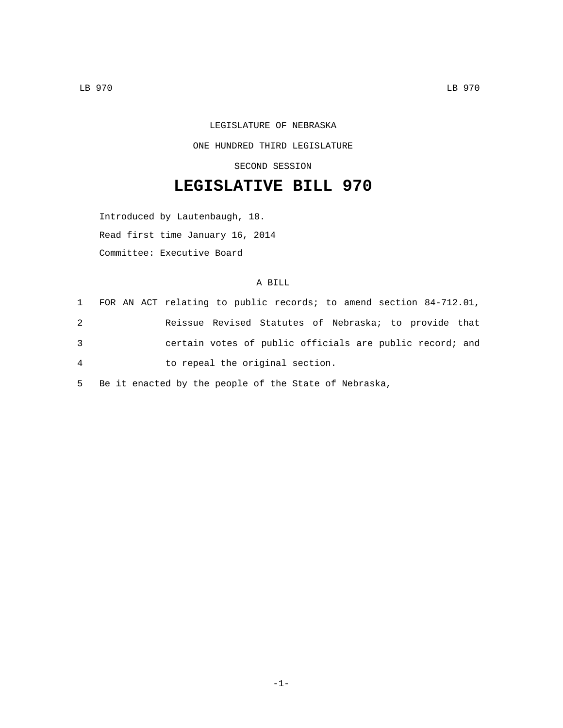LEGISLATURE OF NEBRASKA

ONE HUNDRED THIRD LEGISLATURE

SECOND SESSION

# LEGISLATIVE BILL 970

Introduced by Lautenbaugh, 18.

Read first time January 16, 2014

Committee: Executive Board

A BILL

1 FOR AN ACT relating to public records; to amend section 84-712.01,
2 Reissue Revised Statutes of Nebraska; to provide that
3 certain votes of public officials are public record; and
4 to repeal the original section.
5 Be it enacted by the people of the State of Nebraska,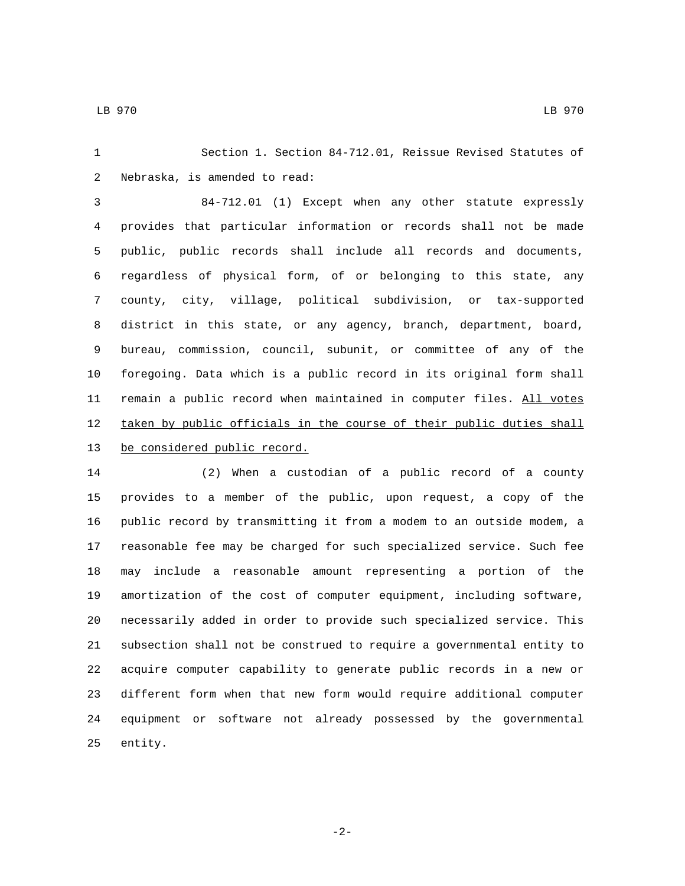Section 1. Section 84-712.01, Reissue Revised Statutes of Nebraska, is amended to read:

84-712.01 (1) Except when any other statute expressly provides that particular information or records shall not be made public, public records shall include all records and documents, regardless of physical form, of or belonging to this state, any county, city, village, political subdivision, or tax-supported district in this state, or any agency, branch, department, board, bureau, commission, council, subunit, or committee of any of the foregoing. Data which is a public record in its original form shall remain a public record when maintained in computer files. <u>All votes taken by public officials in the course of their public duties shall be considered public record.</u>

(2) When a custodian of a public record of a county provides to a member of the public, upon request, a copy of the public record by transmitting it from a modem to an outside modem, a reasonable fee may be charged for such specialized service. Such fee may include a reasonable amount representing a portion of the amortization of the cost of computer equipment, including software, necessarily added in order to provide such specialized service. This subsection shall not be construed to require a governmental entity to acquire computer capability to generate public records in a new or different form when that new form would require additional computer equipment or software not already possessed by the governmental entity.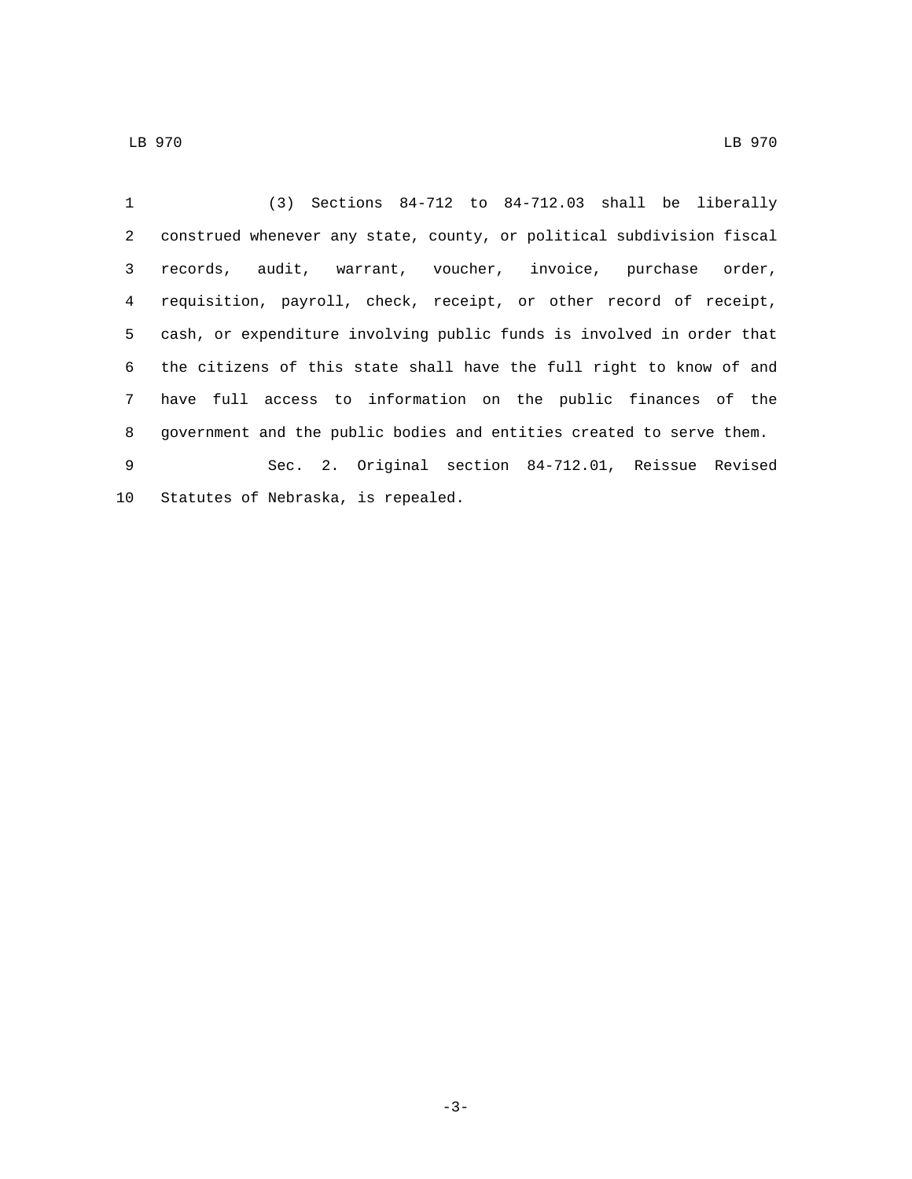(3) Sections 84-712 to 84-712.03 shall be liberally construed whenever any state, county, or political subdivision fiscal records, audit, warrant, voucher, invoice, purchase order, requisition, payroll, check, receipt, or other record of receipt, cash, or expenditure involving public funds is involved in order that the citizens of this state shall have the full right to know of and have full access to information on the public finances of the government and the public bodies and entities created to serve them.

Sec. 2. Original section 84-712.01, Reissue Revised Statutes of Nebraska, is repealed.